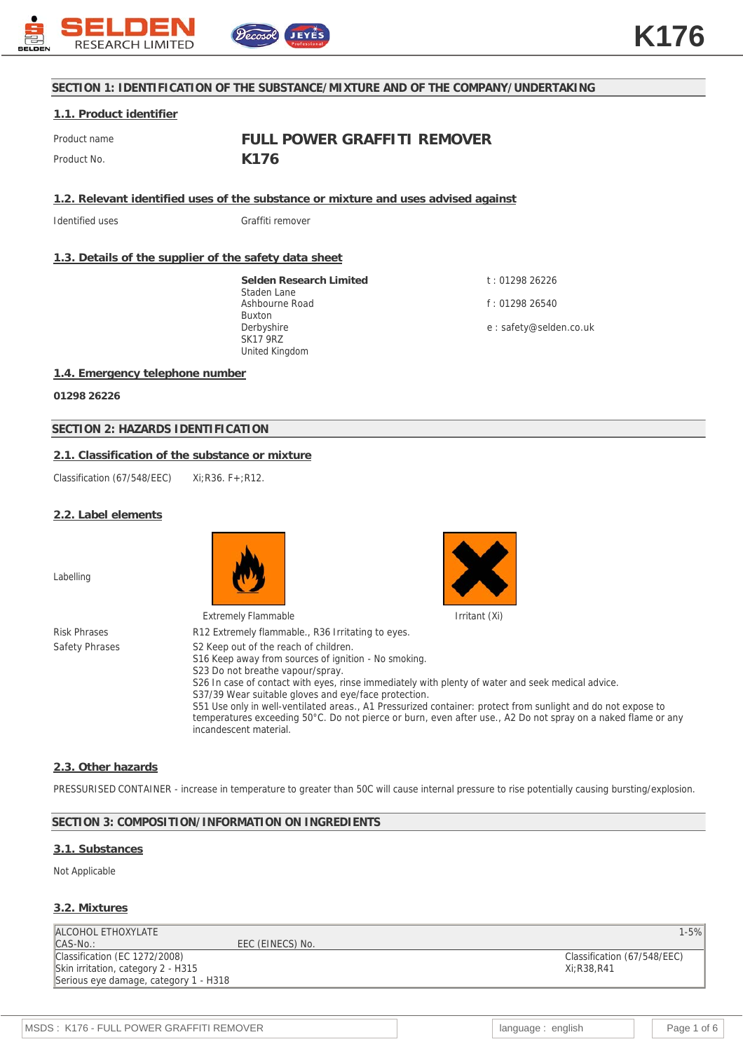## SECTION 1: IDENTIFICATION OF THE SUBSTANCE/MIXTURE AND OF THE COMPANY/UNDERTAKING

### 1.1. Product identifier

Product name **FULL POWER GRAFFITI REMOVER**

Product No. **K176**

### 1.2. Relevant identified uses of the substance or mixture and uses advised against

Identified uses Graffiti remover

### 1.3. Details of the supplier of the safety data sheet

**Selden Research Limited**
Staden Lane
Ashbourne Road
Buxton
Derbyshire
SK17 9RZ
United Kingdom

t : 01298 26226

f : 01298 26540

e : safety@selden.co.uk

### 1.4. Emergency telephone number

**01298 26226**

## SECTION 2: HAZARDS IDENTIFICATION

### 2.1. Classification of the substance or mixture

Classification (67/548/EEC) Xi;R36. F+;R12.

### 2.2. Label elements

Labelling

Extremely Flammable

Irritant (Xi)

Risk Phrases R12 Extremely flammable., R36 Irritating to eyes.

Safety Phrases
S2 Keep out of the reach of children.
S16 Keep away from sources of ignition - No smoking.
S23 Do not breathe vapour/spray.
S26 In case of contact with eyes, rinse immediately with plenty of water and seek medical advice.
S37/39 Wear suitable gloves and eye/face protection.
S51 Use only in well-ventilated areas., A1 Pressurized container: protect from sunlight and do not expose to temperatures exceeding 50°C. Do not pierce or burn, even after use., A2 Do not spray on a naked flame or any incandescent material.

### 2.3. Other hazards

PRESSURISED CONTAINER - increase in temperature to greater than 50C will cause internal pressure to rise potentially causing bursting/explosion.

## SECTION 3: COMPOSITION/INFORMATION ON INGREDIENTS

### 3.1. Substances

Not Applicable

### 3.2. Mixtures

| ALCOHOL ETHOXYLATE | | 1-5% |
|---|---|---|
| CAS-No.: | EEC (EINECS) No. | |
| Classification (EC 1272/2008)<br>Skin irritation, category 2 - H315<br>Serious eye damage, category 1 - H318 | | Classification (67/548/EEC)<br>Xi;R38,R41 |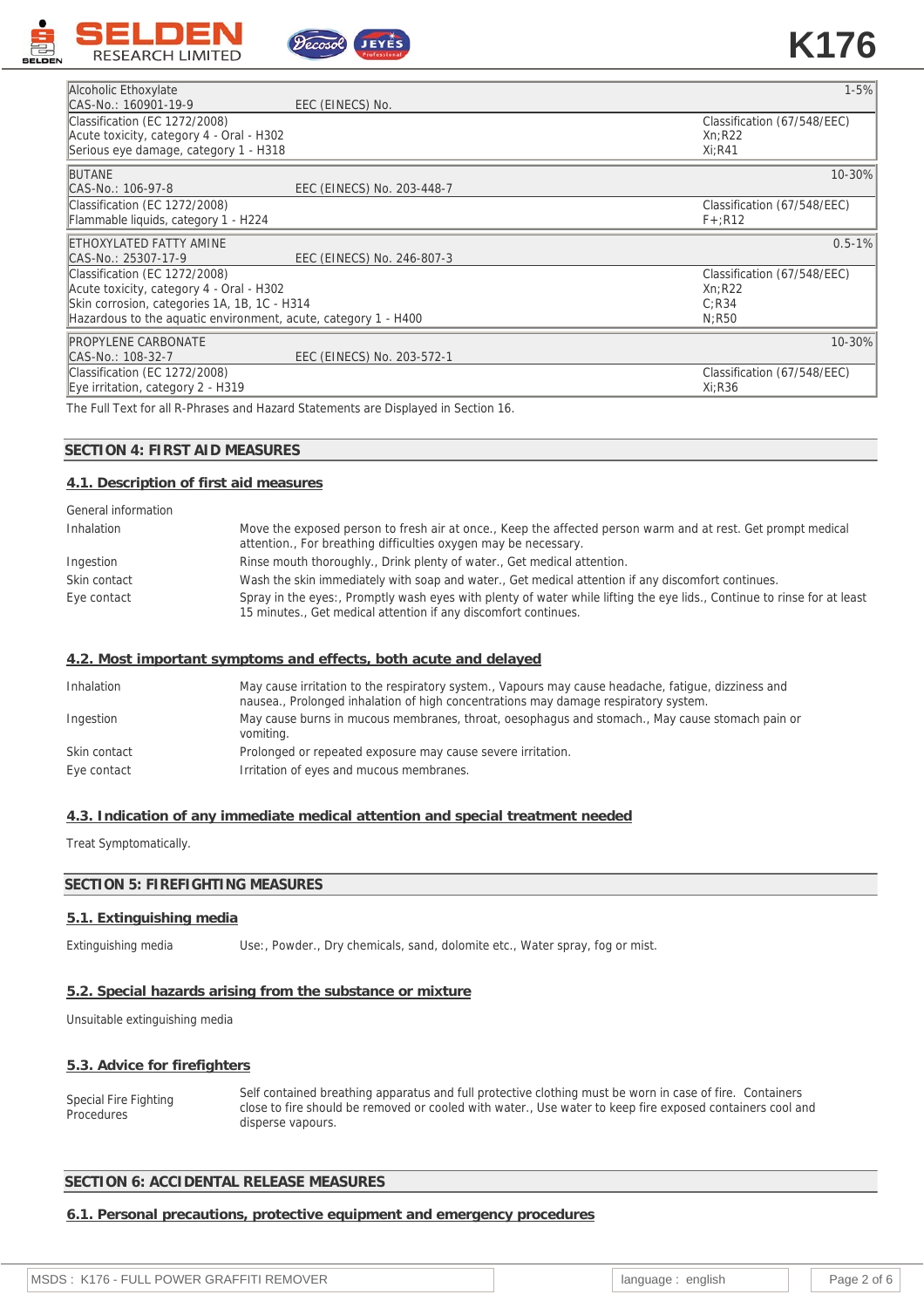| | | |
|---|---|---|
| Alcoholic Ethoxylate | | 1-5% |
| CAS-No.: 160901-19-9 | EEC (EINECS) No. | |
| Classification (EC 1272/2008)<br>Acute toxicity, category 4 - Oral - H302<br>Serious eye damage, category 1 - H318 | | Classification (67/548/EEC)<br>Xn;R22<br>Xi;R41 |
| BUTANE | | 10-30% |
| CAS-No.: 106-97-8 | EEC (EINECS) No. 203-448-7 | |
| Classification (EC 1272/2008)<br>Flammable liquids, category 1 - H224 | | Classification (67/548/EEC)<br>F+;R12 |
| ETHOXYLATED FATTY AMINE | | 0.5-1% |
| CAS-No.: 25307-17-9 | EEC (EINECS) No. 246-807-3 | |
| Classification (EC 1272/2008)<br>Acute toxicity, category 4 - Oral - H302<br>Skin corrosion, categories 1A, 1B, 1C - H314<br>Hazardous to the aquatic environment, acute, category 1 - H400 | | Classification (67/548/EEC)<br>Xn;R22<br>C;R34<br>N;R50 |
| PROPYLENE CARBONATE | | 10-30% |
| CAS-No.: 108-32-7 | EEC (EINECS) No. 203-572-1 | |
| Classification (EC 1272/2008)<br>Eye irritation, category 2 - H319 | | Classification (67/548/EEC)<br>Xi;R36 |

The Full Text for all R-Phrases and Hazard Statements are Displayed in Section 16.

## SECTION 4: FIRST AID MEASURES

### 4.1. Description of first aid measures

General information

| | |
|---|---|
| Inhalation | Move the exposed person to fresh air at once., Keep the affected person warm and at rest. Get prompt medical attention., For breathing difficulties oxygen may be necessary. |
| Ingestion | Rinse mouth thoroughly., Drink plenty of water., Get medical attention. |
| Skin contact | Wash the skin immediately with soap and water., Get medical attention if any discomfort continues. |
| Eye contact | Spray in the eyes:, Promptly wash eyes with plenty of water while lifting the eye lids., Continue to rinse for at least 15 minutes., Get medical attention if any discomfort continues. |

### 4.2. Most important symptoms and effects, both acute and delayed

| | |
|---|---|
| Inhalation | May cause irritation to the respiratory system., Vapours may cause headache, fatigue, dizziness and nausea., Prolonged inhalation of high concentrations may damage respiratory system. |
| Ingestion | May cause burns in mucous membranes, throat, oesophagus and stomach., May cause stomach pain or vomiting. |
| Skin contact | Prolonged or repeated exposure may cause severe irritation. |
| Eye contact | Irritation of eyes and mucous membranes. |

### 4.3. Indication of any immediate medical attention and special treatment needed

Treat Symptomatically.

## SECTION 5: FIREFIGHTING MEASURES

### 5.1. Extinguishing media

| | |
|---|---|
| Extinguishing media | Use:, Powder., Dry chemicals, sand, dolomite etc., Water spray, fog or mist. |

### 5.2. Special hazards arising from the substance or mixture

Unsuitable extinguishing media

### 5.3. Advice for firefighters

| | |
|---|---|
| Special Fire Fighting Procedures | Self contained breathing apparatus and full protective clothing must be worn in case of fire. Containers close to fire should be removed or cooled with water., Use water to keep fire exposed containers cool and disperse vapours. |

## SECTION 6: ACCIDENTAL RELEASE MEASURES

### 6.1. Personal precautions, protective equipment and emergency procedures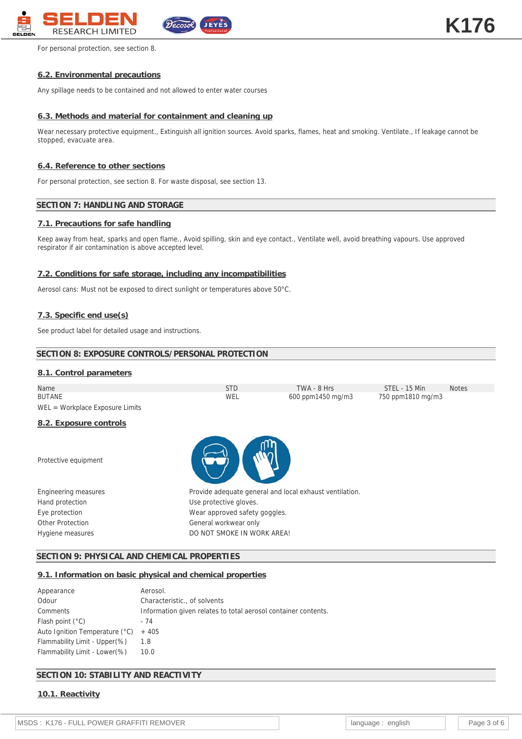For personal protection, see section 8.

### 6.2. Environmental precautions

Any spillage needs to be contained and not allowed to enter water courses

### 6.3. Methods and material for containment and cleaning up

Wear necessary protective equipment., Extinguish all ignition sources. Avoid sparks, flames, heat and smoking. Ventilate., If leakage cannot be stopped, evacuate area.

### 6.4. Reference to other sections

For personal protection, see section 8. For waste disposal, see section 13.

## SECTION 7: HANDLING AND STORAGE

### 7.1. Precautions for safe handling

Keep away from heat, sparks and open flame., Avoid spilling, skin and eye contact., Ventilate well, avoid breathing vapours. Use approved respirator if air contamination is above accepted level.

### 7.2. Conditions for safe storage, including any incompatibilities

Aerosol cans: Must not be exposed to direct sunlight or temperatures above 50°C.

### 7.3. Specific end use(s)

See product label for detailed usage and instructions.

## SECTION 8: EXPOSURE CONTROLS/PERSONAL PROTECTION

### 8.1. Control parameters

| Name | STD | TWA - 8 Hrs | STEL - 15 Min | Notes |
|---|---|---|---|---|
| BUTANE | WEL | 600 ppm1450 mg/m3 | 750 ppm1810 mg/m3 | |

WEL = Workplace Exposure Limits

### 8.2. Exposure controls

Protective equipment

| | |
|---|---|
| Engineering measures | Provide adequate general and local exhaust ventilation. |
| Hand protection | Use protective gloves. |
| Eye protection | Wear approved safety goggles. |
| Other Protection | General workwear only |
| Hygiene measures | DO NOT SMOKE IN WORK AREA! |

## SECTION 9: PHYSICAL AND CHEMICAL PROPERTIES

### 9.1. Information on basic physical and chemical properties

| | |
|---|---|
| Appearance | Aerosol. |
| Odour | Characteristic., of solvents |
| Comments | Information given relates to total aerosol container contents. |
| Flash point (°C) | - 74 |
| Auto Ignition Temperature (°C) | + 405 |
| Flammability Limit - Upper(%) | 1.8 |
| Flammability Limit - Lower(%) | 10.0 |

## SECTION 10: STABILITY AND REACTIVITY

### 10.1. Reactivity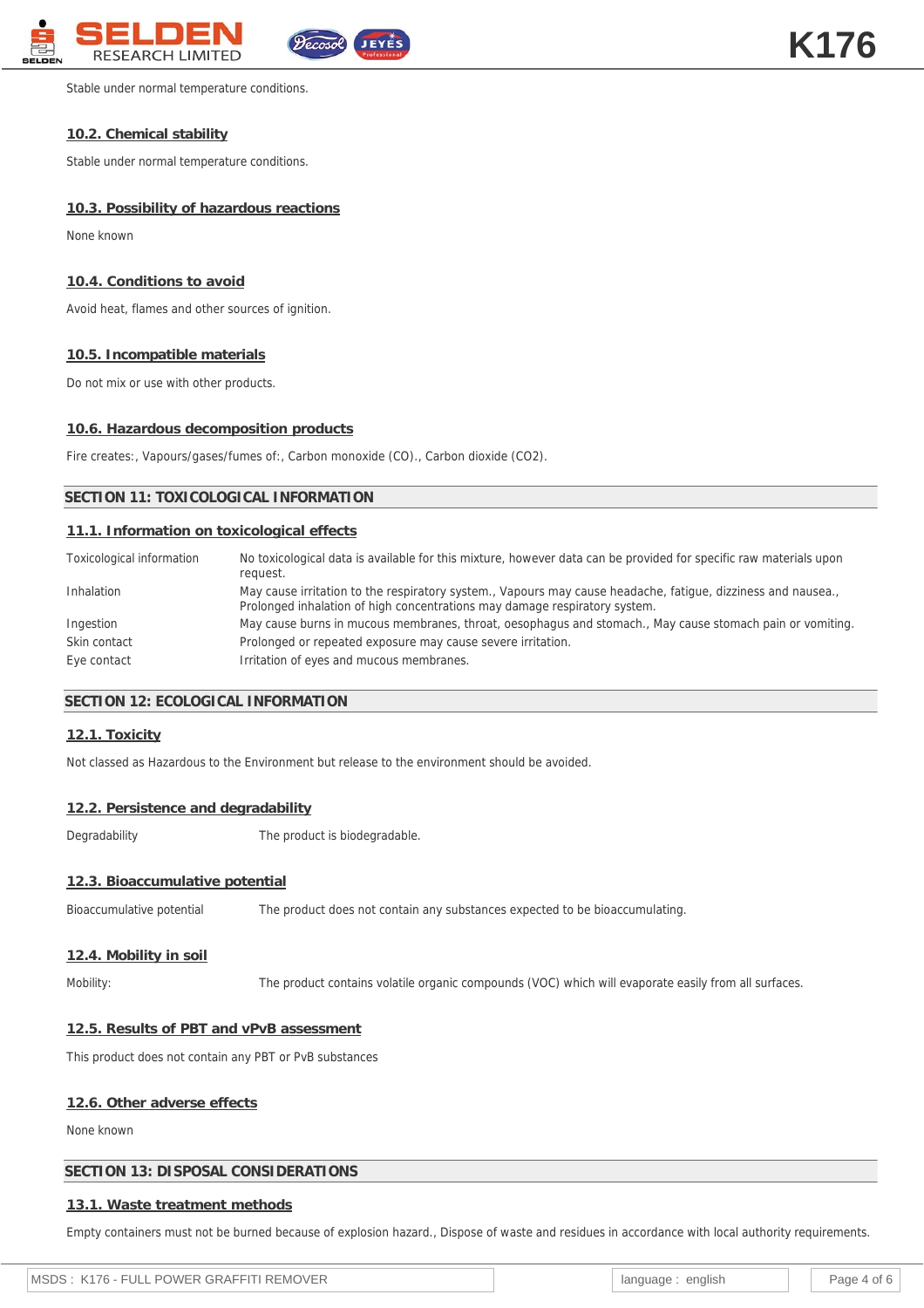Stable under normal temperature conditions.

### 10.2. Chemical stability

Stable under normal temperature conditions.

### 10.3. Possibility of hazardous reactions

None known

### 10.4. Conditions to avoid

Avoid heat, flames and other sources of ignition.

### 10.5. Incompatible materials

Do not mix or use with other products.

### 10.6. Hazardous decomposition products

Fire creates:, Vapours/gases/fumes of:, Carbon monoxide (CO)., Carbon dioxide ($CO_2$).

## SECTION 11: TOXICOLOGICAL INFORMATION

### 11.1. Information on toxicological effects

| | |
|---|---|
| Toxicological information | No toxicological data is available for this mixture, however data can be provided for specific raw materials upon request. |
| Inhalation | May cause irritation to the respiratory system., Vapours may cause headache, fatigue, dizziness and nausea., Prolonged inhalation of high concentrations may damage respiratory system. |
| Ingestion | May cause burns in mucous membranes, throat, oesophagus and stomach., May cause stomach pain or vomiting. |
| Skin contact | Prolonged or repeated exposure may cause severe irritation. |
| Eye contact | Irritation of eyes and mucous membranes. |

## SECTION 12: ECOLOGICAL INFORMATION

### 12.1. Toxicity

Not classed as Hazardous to the Environment but release to the environment should be avoided.

### 12.2. Persistence and degradability

| | |
|---|---|
| Degradability | The product is biodegradable. |

### 12.3. Bioaccumulative potential

| | |
|---|---|
| Bioaccumulative potential | The product does not contain any substances expected to be bioaccumulating. |

### 12.4. Mobility in soil

| | |
|---|---|
| Mobility: | The product contains volatile organic compounds (VOC) which will evaporate easily from all surfaces. |

### 12.5. Results of PBT and vPvB assessment

This product does not contain any PBT or PvB substances

### 12.6. Other adverse effects

None known

## SECTION 13: DISPOSAL CONSIDERATIONS

### 13.1. Waste treatment methods

Empty containers must not be burned because of explosion hazard., Dispose of waste and residues in accordance with local authority requirements.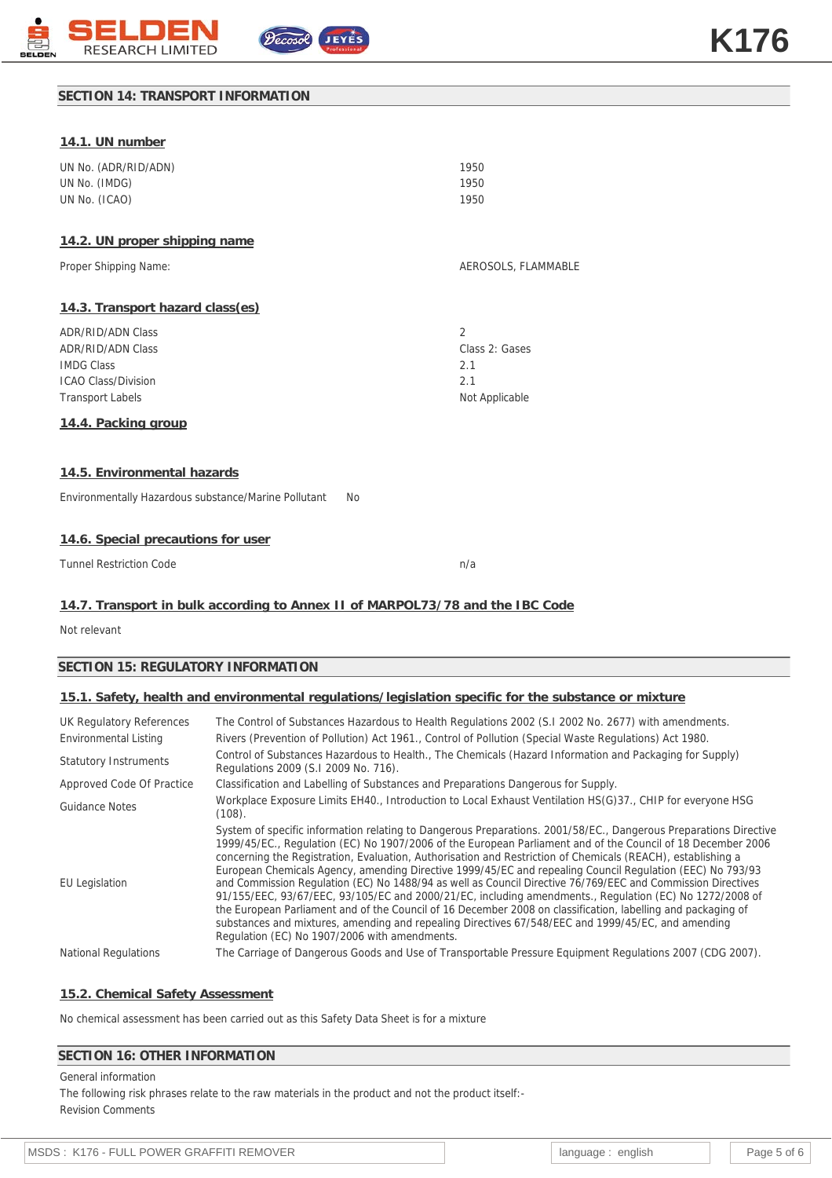## SECTION 14: TRANSPORT INFORMATION

### 14.1. UN number

| | |
|---|---|
| UN No. (ADR/RID/ADN) | 1950 |
| UN No. (IMDG) | 1950 |
| UN No. (ICAO) | 1950 |

### 14.2. UN proper shipping name

| | |
|---|---|
| Proper Shipping Name: | AEROSOLS, FLAMMABLE |

### 14.3. Transport hazard class(es)

| | |
|---|---|
| ADR/RID/ADN Class | 2 |
| ADR/RID/ADN Class | Class 2: Gases |
| IMDG Class | 2.1 |
| ICAO Class/Division | 2.1 |
| Transport Labels | Not Applicable |

### 14.4. Packing group

### 14.5. Environmental hazards

Environmentally Hazardous substance/Marine Pollutant No

### 14.6. Special precautions for user

| | |
|---|---|
| Tunnel Restriction Code | n/a |

### 14.7. Transport in bulk according to Annex II of MARPOL73/78 and the IBC Code

Not relevant

## SECTION 15: REGULATORY INFORMATION

### 15.1. Safety, health and environmental regulations/legislation specific for the substance or mixture

| | |
|---|---|
| UK Regulatory References | The Control of Substances Hazardous to Health Regulations 2002 (S.I 2002 No. 2677) with amendments. |
| Environmental Listing | Rivers (Prevention of Pollution) Act 1961., Control of Pollution (Special Waste Regulations) Act 1980. |
| Statutory Instruments | Control of Substances Hazardous to Health., The Chemicals (Hazard Information and Packaging for Supply) Regulations 2009 (S.I 2009 No. 716). |
| Approved Code Of Practice | Classification and Labelling of Substances and Preparations Dangerous for Supply. |
| Guidance Notes | Workplace Exposure Limits EH40., Introduction to Local Exhaust Ventilation HS(G)37., CHIP for everyone HSG (108). |
| EU Legislation | System of specific information relating to Dangerous Preparations. 2001/58/EC., Dangerous Preparations Directive 1999/45/EC., Regulation (EC) No 1907/2006 of the European Parliament and of the Council of 18 December 2006 concerning the Registration, Evaluation, Authorisation and Restriction of Chemicals (REACH), establishing a European Chemicals Agency, amending Directive 1999/45/EC and repealing Council Regulation (EEC) No 793/93 and Commission Regulation (EC) No 1488/94 as well as Council Directive 76/769/EEC and Commission Directives 91/155/EEC, 93/67/EEC, 93/105/EC and 2000/21/EC, including amendments., Regulation (EC) No 1272/2008 of the European Parliament and of the Council of 16 December 2008 on classification, labelling and packaging of substances and mixtures, amending and repealing Directives 67/548/EEC and 1999/45/EC, and amending Regulation (EC) No 1907/2006 with amendments. |
| National Regulations | The Carriage of Dangerous Goods and Use of Transportable Pressure Equipment Regulations 2007 (CDG 2007). |

### 15.2. Chemical Safety Assessment

No chemical assessment has been carried out as this Safety Data Sheet is for a mixture

## SECTION 16: OTHER INFORMATION

General information

The following risk phrases relate to the raw materials in the product and not the product itself:-

Revision Comments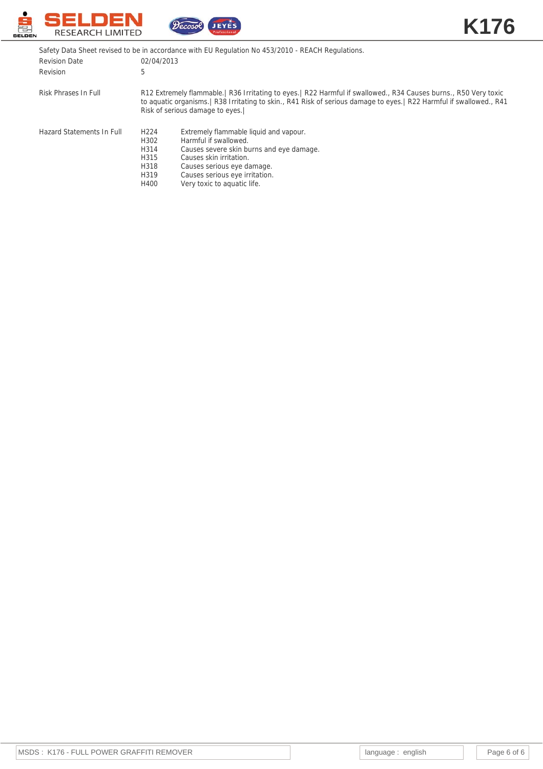Safety Data Sheet revised to be in accordance with EU Regulation No 453/2010 - REACH Regulations.

| | |
|---|---|
| Revision Date | 02/04/2013 |
| Revision | 5 |

| | |
|---|---|
| Risk Phrases In Full | R12 Extremely flammable.\| R36 Irritating to eyes.\| R22 Harmful if swallowed., R34 Causes burns., R50 Very toxic to aquatic organisms.\| R38 Irritating to skin., R41 Risk of serious damage to eyes.\| R22 Harmful if swallowed., R41 Risk of serious damage to eyes.\| |

| | | |
|---|---|---|
| Hazard Statements In Full | H224 | Extremely flammable liquid and vapour. |
| | H302 | Harmful if swallowed. |
| | H314 | Causes severe skin burns and eye damage. |
| | H315 | Causes skin irritation. |
| | H318 | Causes serious eye damage. |
| | H319 | Causes serious eye irritation. |
| | H400 | Very toxic to aquatic life. |